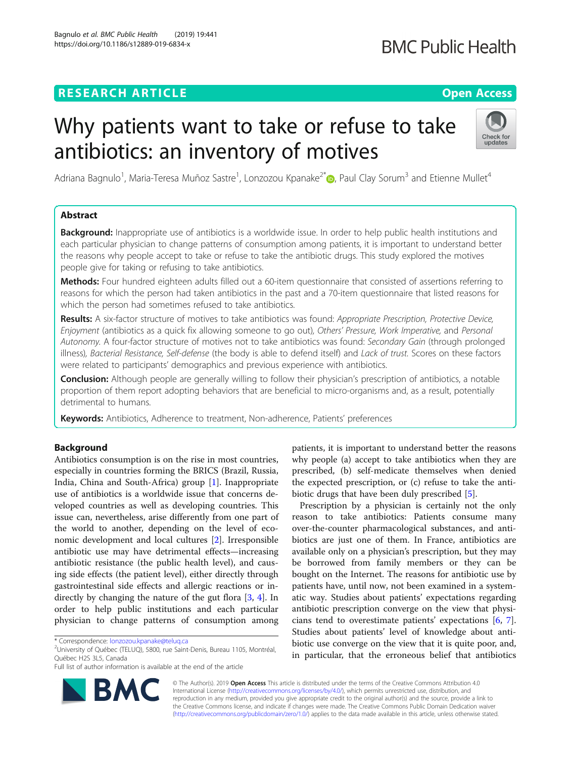# Why patients want to take or refuse to take antibiotics: an inventory of motives

Adriana Bagnulo[1], Maria-Teresa Muñoz Sastre[1], Lonzozou Kpanake[2*], Paul Clay Sorum[3] and Etienne Mullet[4]

## Abstract

**Background:** Inappropriate use of antibiotics is a worldwide issue. In order to help public health institutions and each particular physician to change patterns of consumption among patients, it is important to understand better the reasons why people accept to take or refuse to take the antibiotic drugs. This study explored the motives people give for taking or refusing to take antibiotics.

**Methods:** Four hundred eighteen adults filled out a 60-item questionnaire that consisted of assertions referring to reasons for which the person had taken antibiotics in the past and a 70-item questionnaire that listed reasons for which the person had sometimes refused to take antibiotics.

**Results:** A six-factor structure of motives to take antibiotics was found: *Appropriate Prescription, Protective Device, Enjoyment* (antibiotics as a quick fix allowing someone to go out), *Others' Pressure, Work Imperative,* and *Personal Autonomy.* A four-factor structure of motives not to take antibiotics was found: *Secondary Gain* (through prolonged illness), *Bacterial Resistance, Self-defense* (the body is able to defend itself) and *Lack of trust.* Scores on these factors were related to participants' demographics and previous experience with antibiotics.

**Conclusion:** Although people are generally willing to follow their physician's prescription of antibiotics, a notable proportion of them report adopting behaviors that are beneficial to micro-organisms and, as a result, potentially detrimental to humans.

**Keywords:** Antibiotics, Adherence to treatment, Non-adherence, Patients' preferences

## Background

Antibiotics consumption is on the rise in most countries, especially in countries forming the BRICS (Brazil, Russia, India, China and South-Africa) group [1]. Inappropriate use of antibiotics is a worldwide issue that concerns developed countries as well as developing countries. This issue can, nevertheless, arise differently from one part of the world to another, depending on the level of economic development and local cultures [2]. Irresponsible antibiotic use may have detrimental effects—increasing antibiotic resistance (the public health level), and causing side effects (the patient level), either directly through gastrointestinal side effects and allergic reactions or indirectly by changing the nature of the gut flora [3, 4]. In order to help public institutions and each particular physician to change patterns of consumption among patients, it is important to understand better the reasons why people (a) accept to take antibiotics when they are prescribed, (b) self-medicate themselves when denied the expected prescription, or (c) refuse to take the antibiotic drugs that have been duly prescribed [5].

Prescription by a physician is certainly not the only reason to take antibiotics: Patients consume many over-the-counter pharmacological substances, and antibiotics are just one of them. In France, antibiotics are available only on a physician's prescription, but they may be borrowed from family members or they can be bought on the Internet. The reasons for antibiotic use by patients have, until now, not been examined in a systematic way. Studies about patients' expectations regarding antibiotic prescription converge on the view that physicians tend to overestimate patients' expectations [6, 7]. Studies about patients' level of knowledge about antibiotic use converge on the view that it is quite poor, and, in particular, that the erroneous belief that antibiotics

* Correspondence: lonzozou.kpanake@teluq.ca
[2]University of Québec (TELUQ), 5800, rue Saint-Denis, Bureau 1105, Montréal, Québec H2S 3L5, Canada
Full list of author information is available at the end of the article

© The Author(s). 2019 **Open Access** This article is distributed under the terms of the Creative Commons Attribution 4.0 International License (http://creativecommons.org/licenses/by/4.0/), which permits unrestricted use, distribution, and reproduction in any medium, provided you give appropriate credit to the original author(s) and the source, provide a link to the Creative Commons license, and indicate if changes were made. The Creative Commons Public Domain Dedication waiver (http://creativecommons.org/publicdomain/zero/1.0/) applies to the data made available in this article, unless otherwise stated.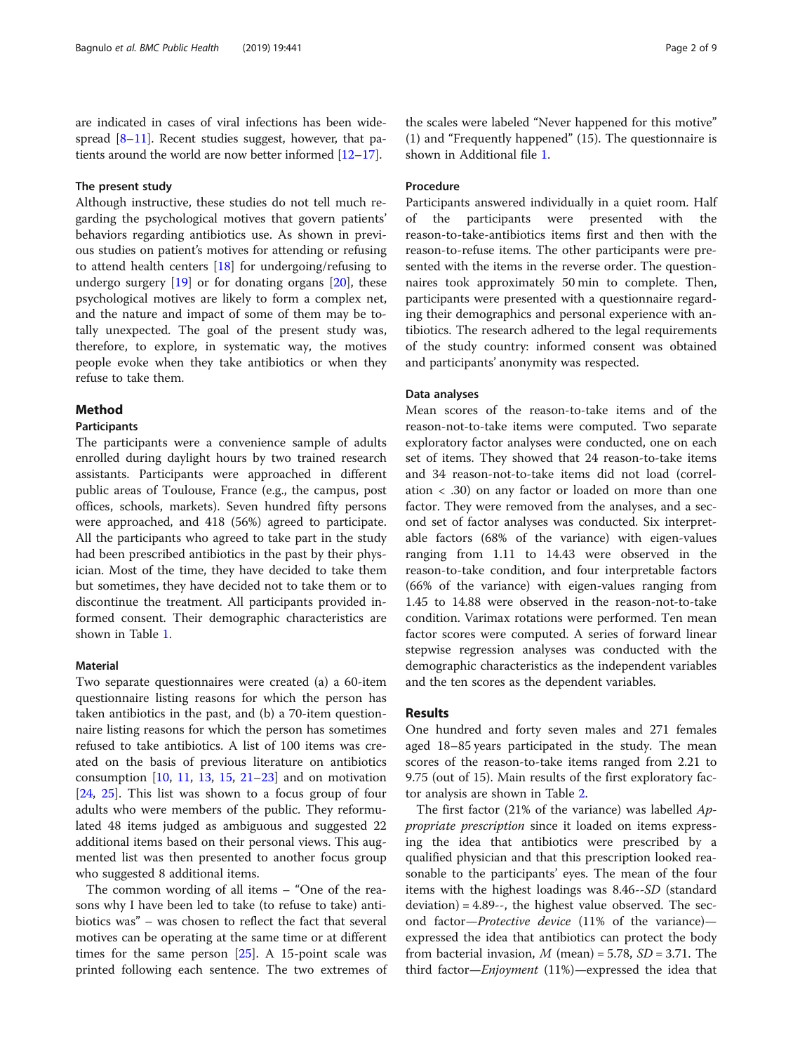are indicated in cases of viral infections has been widespread [8–11]. Recent studies suggest, however, that patients around the world are now better informed [12–17].

### The present study

Although instructive, these studies do not tell much regarding the psychological motives that govern patients' behaviors regarding antibiotics use. As shown in previous studies on patient's motives for attending or refusing to attend health centers [18] for undergoing/refusing to undergo surgery [19] or for donating organs [20], these psychological motives are likely to form a complex net, and the nature and impact of some of them may be totally unexpected. The goal of the present study was, therefore, to explore, in systematic way, the motives people evoke when they take antibiotics or when they refuse to take them.

## Method

### Participants

The participants were a convenience sample of adults enrolled during daylight hours by two trained research assistants. Participants were approached in different public areas of Toulouse, France (e.g., the campus, post offices, schools, markets). Seven hundred fifty persons were approached, and 418 (56%) agreed to participate. All the participants who agreed to take part in the study had been prescribed antibiotics in the past by their physician. Most of the time, they have decided to take them but sometimes, they have decided not to take them or to discontinue the treatment. All participants provided informed consent. Their demographic characteristics are shown in Table 1.

### Material

Two separate questionnaires were created (a) a 60-item questionnaire listing reasons for which the person has taken antibiotics in the past, and (b) a 70-item questionnaire listing reasons for which the person has sometimes refused to take antibiotics. A list of 100 items was created on the basis of previous literature on antibiotics consumption [10, 11, 13, 15, 21–23] and on motivation [24, 25]. This list was shown to a focus group of four adults who were members of the public. They reformulated 48 items judged as ambiguous and suggested 22 additional items based on their personal views. This augmented list was then presented to another focus group who suggested 8 additional items.

The common wording of all items – "One of the reasons why I have been led to take (to refuse to take) antibiotics was" – was chosen to reflect the fact that several motives can be operating at the same time or at different times for the same person [25]. A 15-point scale was printed following each sentence. The two extremes of the scales were labeled "Never happened for this motive" (1) and "Frequently happened" (15). The questionnaire is shown in Additional file 1.

### Procedure

Participants answered individually in a quiet room. Half of the participants were presented with the reason-to-take-antibiotics items first and then with the reason-to-refuse items. The other participants were presented with the items in the reverse order. The questionnaires took approximately 50 min to complete. Then, participants were presented with a questionnaire regarding their demographics and personal experience with antibiotics. The research adhered to the legal requirements of the study country: informed consent was obtained and participants' anonymity was respected.

### Data analyses

Mean scores of the reason-to-take items and of the reason-not-to-take items were computed. Two separate exploratory factor analyses were conducted, one on each set of items. They showed that 24 reason-to-take items and 34 reason-not-to-take items did not load (correlation < .30) on any factor or loaded on more than one factor. They were removed from the analyses, and a second set of factor analyses was conducted. Six interpretable factors (68% of the variance) with eigen-values ranging from 1.11 to 14.43 were observed in the reason-to-take condition, and four interpretable factors (66% of the variance) with eigen-values ranging from 1.45 to 14.88 were observed in the reason-not-to-take condition. Varimax rotations were performed. Ten mean factor scores were computed. A series of forward linear stepwise regression analyses was conducted with the demographic characteristics as the independent variables and the ten scores as the dependent variables.

## Results

One hundred and forty seven males and 271 females aged 18–85 years participated in the study. The mean scores of the reason-to-take items ranged from 2.21 to 9.75 (out of 15). Main results of the first exploratory factor analysis are shown in Table 2.

The first factor (21% of the variance) was labelled *Appropriate prescription* since it loaded on items expressing the idea that antibiotics were prescribed by a qualified physician and that this prescription looked reasonable to the participants' eyes. The mean of the four items with the highest loadings was 8.46--*SD* (standard deviation) = 4.89--, the highest value observed. The second factor—*Protective device* (11% of the variance)—expressed the idea that antibiotics can protect the body from bacterial invasion, *M* (mean) = 5.78, *SD* = 3.71. The third factor—*Enjoyment* (11%)—expressed the idea that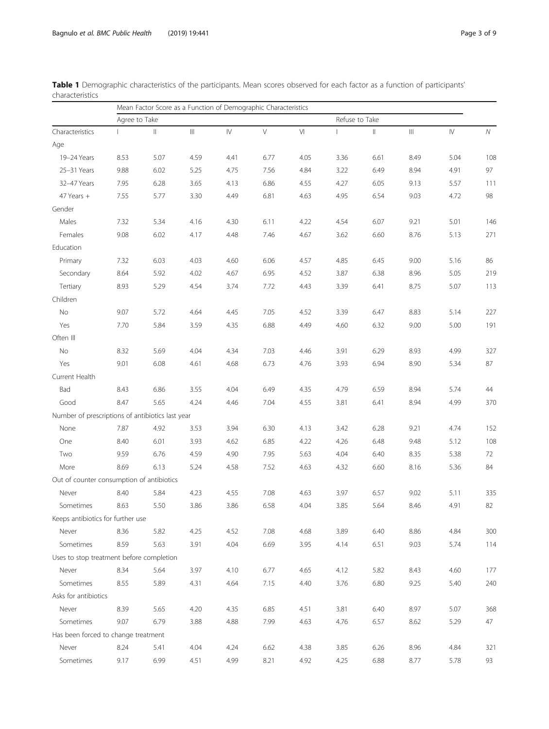**Table 1** Demographic characteristics of the participants. Mean scores observed for each factor as a function of participants' characteristics

| | Mean Factor Score as a Function of Demographic Characteristics | | | | | | | | | | |
|---|---|---|---|---|---|---|---|---|---|---|---|
| | Agree to Take | | | | | | Refuse to Take | | | | |
| Characteristics | I | II | III | IV | V | VI | I | II | III | IV | *N* |
| Age | | | | | | | | | | | |
| 19–24 Years | 8.53 | 5.07 | 4.59 | 4.41 | 6.77 | 4.05 | 3.36 | 6.61 | 8.49 | 5.04 | 108 |
| 25–31 Years | 9.88 | 6.02 | 5.25 | 4.75 | 7.56 | 4.84 | 3.22 | 6.49 | 8.94 | 4.91 | 97 |
| 32–47 Years | 7.95 | 6.28 | 3.65 | 4.13 | 6.86 | 4.55 | 4.27 | 6.05 | 9.13 | 5.57 | 111 |
| 47 Years + | 7.55 | 5.77 | 3.30 | 4.49 | 6.81 | 4.63 | 4.95 | 6.54 | 9.03 | 4.72 | 98 |
| Gender | | | | | | | | | | | |
| Males | 7.32 | 5.34 | 4.16 | 4.30 | 6.11 | 4.22 | 4.54 | 6.07 | 9.21 | 5.01 | 146 |
| Females | 9.08 | 6.02 | 4.17 | 4.48 | 7.46 | 4.67 | 3.62 | 6.60 | 8.76 | 5.13 | 271 |
| Education | | | | | | | | | | | |
| Primary | 7.32 | 6.03 | 4.03 | 4.60 | 6.06 | 4.57 | 4.85 | 6.45 | 9.00 | 5.16 | 86 |
| Secondary | 8.64 | 5.92 | 4.02 | 4.67 | 6.95 | 4.52 | 3.87 | 6.38 | 8.96 | 5.05 | 219 |
| Tertiary | 8.93 | 5.29 | 4.54 | 3.74 | 7.72 | 4.43 | 3.39 | 6.41 | 8.75 | 5.07 | 113 |
| Children | | | | | | | | | | | |
| No | 9.07 | 5.72 | 4.64 | 4.45 | 7.05 | 4.52 | 3.39 | 6.47 | 8.83 | 5.14 | 227 |
| Yes | 7.70 | 5.84 | 3.59 | 4.35 | 6.88 | 4.49 | 4.60 | 6.32 | 9.00 | 5.00 | 191 |
| Often Ill | | | | | | | | | | | |
| No | 8.32 | 5.69 | 4.04 | 4.34 | 7.03 | 4.46 | 3.91 | 6.29 | 8.93 | 4.99 | 327 |
| Yes | 9.01 | 6.08 | 4.61 | 4.68 | 6.73 | 4.76 | 3.93 | 6.94 | 8.90 | 5.34 | 87 |
| Current Health | | | | | | | | | | | |
| Bad | 8.43 | 6.86 | 3.55 | 4.04 | 6.49 | 4.35 | 4.79 | 6.59 | 8.94 | 5.74 | 44 |
| Good | 8.47 | 5.65 | 4.24 | 4.46 | 7.04 | 4.55 | 3.81 | 6.41 | 8.94 | 4.99 | 370 |
| Number of prescriptions of antibiotics last year | | | | | | | | | | | |
| None | 7.87 | 4.92 | 3.53 | 3.94 | 6.30 | 4.13 | 3.42 | 6.28 | 9.21 | 4.74 | 152 |
| One | 8.40 | 6.01 | 3.93 | 4.62 | 6.85 | 4.22 | 4.26 | 6.48 | 9.48 | 5.12 | 108 |
| Two | 9.59 | 6.76 | 4.59 | 4.90 | 7.95 | 5.63 | 4.04 | 6.40 | 8.35 | 5.38 | 72 |
| More | 8.69 | 6.13 | 5.24 | 4.58 | 7.52 | 4.63 | 4.32 | 6.60 | 8.16 | 5.36 | 84 |
| Out of counter consumption of antibiotics | | | | | | | | | | | |
| Never | 8.40 | 5.84 | 4.23 | 4.55 | 7.08 | 4.63 | 3.97 | 6.57 | 9.02 | 5.11 | 335 |
| Sometimes | 8.63 | 5.50 | 3.86 | 3.86 | 6.58 | 4.04 | 3.85 | 5.64 | 8.46 | 4.91 | 82 |
| Keeps antibiotics for further use | | | | | | | | | | | |
| Never | 8.36 | 5.82 | 4.25 | 4.52 | 7.08 | 4.68 | 3.89 | 6.40 | 8.86 | 4.84 | 300 |
| Sometimes | 8.59 | 5.63 | 3.91 | 4.04 | 6.69 | 3.95 | 4.14 | 6.51 | 9.03 | 5.74 | 114 |
| Uses to stop treatment before completion | | | | | | | | | | | |
| Never | 8.34 | 5.64 | 3.97 | 4.10 | 6.77 | 4.65 | 4.12 | 5.82 | 8.43 | 4.60 | 177 |
| Sometimes | 8.55 | 5.89 | 4.31 | 4.64 | 7.15 | 4.40 | 3.76 | 6.80 | 9.25 | 5.40 | 240 |
| Asks for antibiotics | | | | | | | | | | | |
| Never | 8.39 | 5.65 | 4.20 | 4.35 | 6.85 | 4.51 | 3.81 | 6.40 | 8.97 | 5.07 | 368 |
| Sometimes | 9.07 | 6.79 | 3.88 | 4.88 | 7.99 | 4.63 | 4.76 | 6.57 | 8.62 | 5.29 | 47 |
| Has been forced to change treatment | | | | | | | | | | | |
| Never | 8.24 | 5.41 | 4.04 | 4.24 | 6.62 | 4.38 | 3.85 | 6.26 | 8.96 | 4.84 | 321 |
| Sometimes | 9.17 | 6.99 | 4.51 | 4.99 | 8.21 | 4.92 | 4.25 | 6.88 | 8.77 | 5.78 | 93 |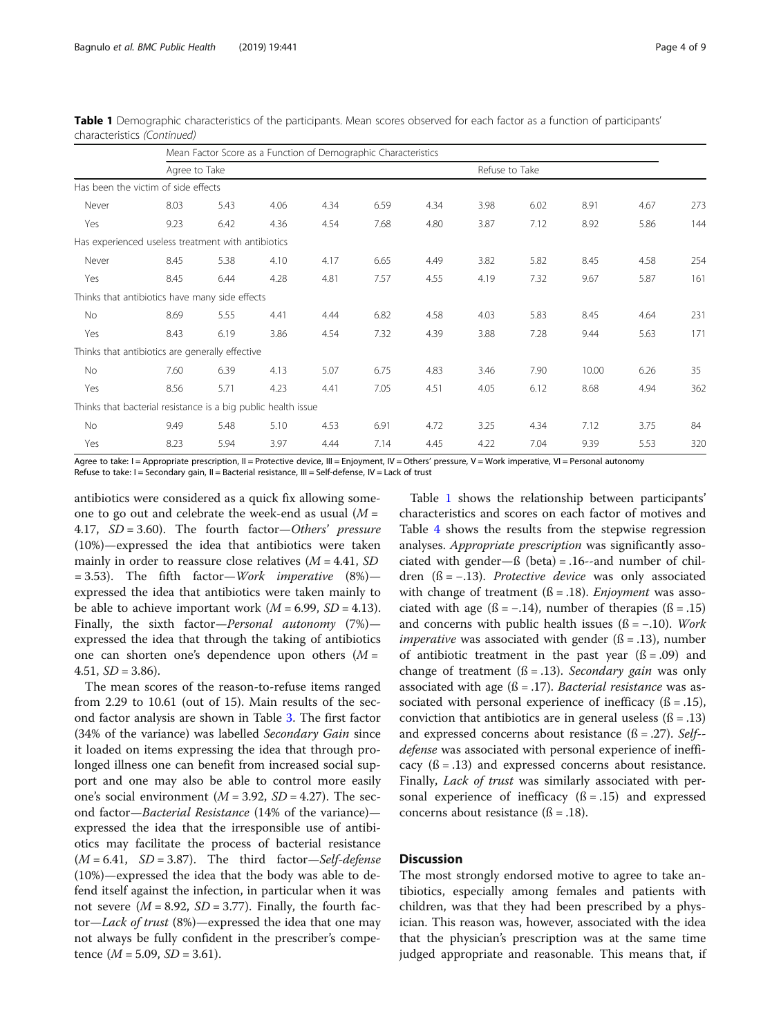**Table 1** Demographic characteristics of the participants. Mean scores observed for each factor as a function of participants' characteristics *(Continued)*

| | Mean Factor Score as a Function of Demographic Characteristics | | | | | | | | | | |
|---|---|---|---|---|---|---|---|---|---|---|---|
| | Agree to Take | | | | | | Refuse to Take | | | | |
| Has been the victim of side effects | | | | | | | | | | | |
| Never | 8.03 | 5.43 | 4.06 | 4.34 | 6.59 | 4.34 | 3.98 | 6.02 | 8.91 | 4.67 | 273 |
| Yes | 9.23 | 6.42 | 4.36 | 4.54 | 7.68 | 4.80 | 3.87 | 7.12 | 8.92 | 5.86 | 144 |
| Has experienced useless treatment with antibiotics | | | | | | | | | | | |
| Never | 8.45 | 5.38 | 4.10 | 4.17 | 6.65 | 4.49 | 3.82 | 5.82 | 8.45 | 4.58 | 254 |
| Yes | 8.45 | 6.44 | 4.28 | 4.81 | 7.57 | 4.55 | 4.19 | 7.32 | 9.67 | 5.87 | 161 |
| Thinks that antibiotics have many side effects | | | | | | | | | | | |
| No | 8.69 | 5.55 | 4.41 | 4.44 | 6.82 | 4.58 | 4.03 | 5.83 | 8.45 | 4.64 | 231 |
| Yes | 8.43 | 6.19 | 3.86 | 4.54 | 7.32 | 4.39 | 3.88 | 7.28 | 9.44 | 5.63 | 171 |
| Thinks that antibiotics are generally effective | | | | | | | | | | | |
| No | 7.60 | 6.39 | 4.13 | 5.07 | 6.75 | 4.83 | 3.46 | 7.90 | 10.00 | 6.26 | 35 |
| Yes | 8.56 | 5.71 | 4.23 | 4.41 | 7.05 | 4.51 | 4.05 | 6.12 | 8.68 | 4.94 | 362 |
| Thinks that bacterial resistance is a big public health issue | | | | | | | | | | | |
| No | 9.49 | 5.48 | 5.10 | 4.53 | 6.91 | 4.72 | 3.25 | 4.34 | 7.12 | 3.75 | 84 |
| Yes | 8.23 | 5.94 | 3.97 | 4.44 | 7.14 | 4.45 | 4.22 | 7.04 | 9.39 | 5.53 | 320 |

Agree to take: I = Appropriate prescription, II = Protective device, III = Enjoyment, IV = Others' pressure, V = Work imperative, VI = Personal autonomy
Refuse to take: I = Secondary gain, II = Bacterial resistance, III = Self-defense, IV = Lack of trust

antibiotics were considered as a quick fix allowing someone to go out and celebrate the week-end as usual ($M$ = 4.17, $SD$ = 3.60). The fourth factor—*Others' pressure* (10%)—expressed the idea that antibiotics were taken mainly in order to reassure close relatives ($M$ = 4.41, $SD$ = 3.53). The fifth factor—*Work imperative* (8%)—expressed the idea that antibiotics were taken mainly to be able to achieve important work ($M$ = 6.99, $SD$ = 4.13). Finally, the sixth factor—*Personal autonomy* (7%)—expressed the idea that through the taking of antibiotics one can shorten one's dependence upon others ($M$ = 4.51, $SD$ = 3.86).

The mean scores of the reason-to-refuse items ranged from 2.29 to 10.61 (out of 15). Main results of the second factor analysis are shown in Table 3. The first factor (34% of the variance) was labelled *Secondary Gain* since it loaded on items expressing the idea that through prolonged illness one can benefit from increased social support and one may also be able to control more easily one's social environment ($M$ = 3.92, $SD$ = 4.27). The second factor—*Bacterial Resistance* (14% of the variance)—expressed the idea that the irresponsible use of antibiotics may facilitate the process of bacterial resistance ($M$ = 6.41, $SD$ = 3.87). The third factor—*Self-defense* (10%)—expressed the idea that the body was able to defend itself against the infection, in particular when it was not severe ($M$ = 8.92, $SD$ = 3.77). Finally, the fourth factor—*Lack of trust* (8%)—expressed the idea that one may not always be fully confident in the prescriber's competence ($M$ = 5.09, $SD$ = 3.61).

Table 1 shows the relationship between participants' characteristics and scores on each factor of motives and Table 4 shows the results from the stepwise regression analyses. *Appropriate prescription* was significantly associated with gender—ß (beta) = .16--and number of children (ß = −.13). *Protective device* was only associated with change of treatment (ß = .18). *Enjoyment* was associated with age (ß = −.14), number of therapies (ß = .15) and concerns with public health issues (ß = −.10). *Work imperative* was associated with gender (ß = .13), number of antibiotic treatment in the past year (ß = .09) and change of treatment (ß = .13). *Secondary gain* was only associated with age (ß = .17). *Bacterial resistance* was associated with personal experience of inefficacy (ß = .15), conviction that antibiotics are in general useless (ß = .13) and expressed concerns about resistance (ß = .27). *Self-defense* was associated with personal experience of inefficacy (ß = .13) and expressed concerns about resistance. Finally, *Lack of trust* was similarly associated with personal experience of inefficacy (ß = .15) and expressed concerns about resistance (ß = .18).

## Discussion

The most strongly endorsed motive to agree to take antibiotics, especially among females and patients with children, was that they had been prescribed by a physician. This reason was, however, associated with the idea that the physician's prescription was at the same time judged appropriate and reasonable. This means that, if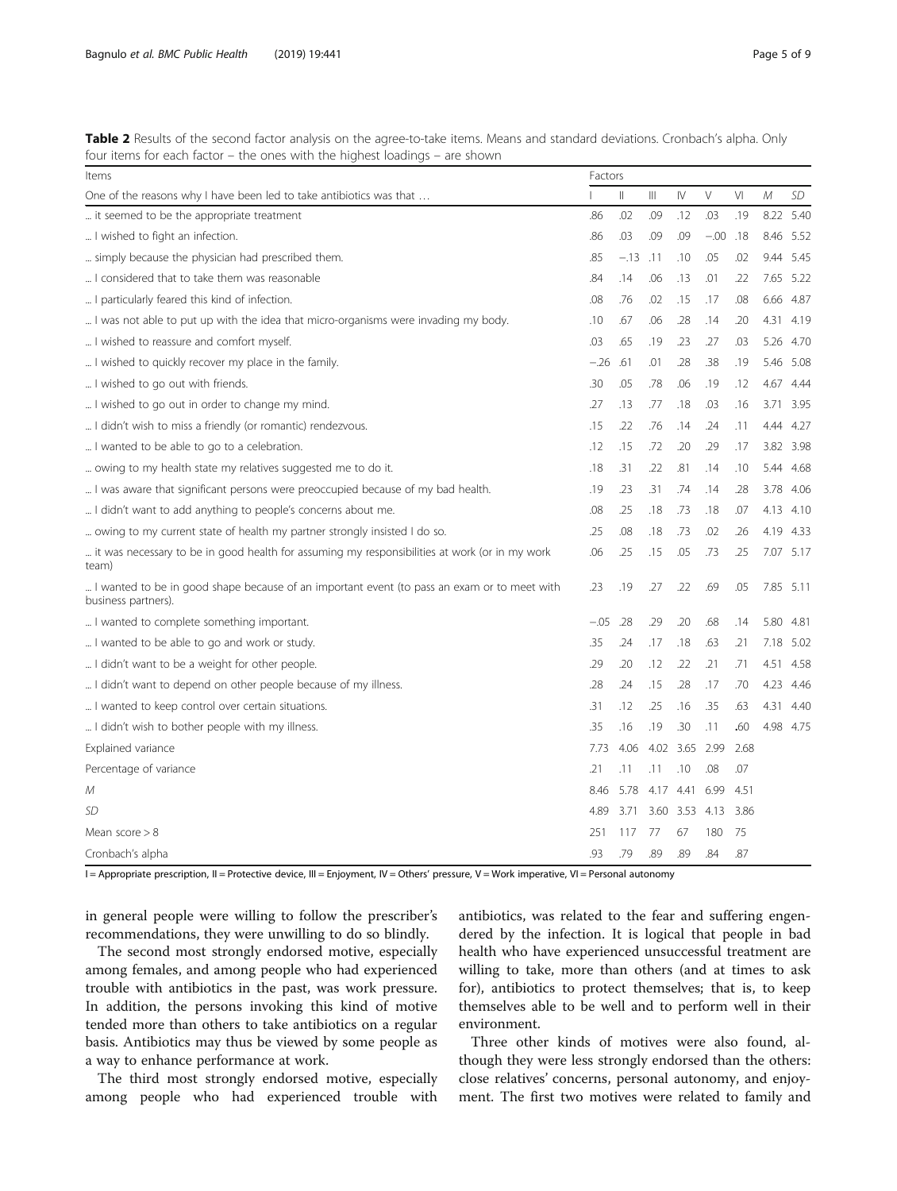**Table 2** Results of the second factor analysis on the agree-to-take items. Means and standard deviations. Cronbach's alpha. Only four items for each factor – the ones with the highest loadings – are shown

| Items | Factors | | | | | | | |
|---|---|---|---|---|---|---|---|---|
| One of the reasons why I have been led to take antibiotics was that … | I | II | III | IV | V | VI | *M* | *SD* |
| … it seemed to be the appropriate treatment | .86 | .02 | .09 | .12 | .03 | .19 | 8.22 | 5.40 |
| … I wished to fight an infection. | .86 | .03 | .09 | .09 | −.00 | .18 | 8.46 | 5.52 |
| … simply because the physician had prescribed them. | .85 | −.13 | .11 | .10 | .05 | .02 | 9.44 | 5.45 |
| … I considered that to take them was reasonable | .84 | .14 | .06 | .13 | .01 | .22 | 7.65 | 5.22 |
| … I particularly feared this kind of infection. | .08 | .76 | .02 | .15 | .17 | .08 | 6.66 | 4.87 |
| … I was not able to put up with the idea that micro-organisms were invading my body. | .10 | .67 | .06 | .28 | .14 | .20 | 4.31 | 4.19 |
| … I wished to reassure and comfort myself. | .03 | .65 | .19 | .23 | .27 | .03 | 5.26 | 4.70 |
| … I wished to quickly recover my place in the family. | −.26 | .61 | .01 | .28 | .38 | .19 | 5.46 | 5.08 |
| … I wished to go out with friends. | .30 | .05 | .78 | .06 | .19 | .12 | 4.67 | 4.44 |
| … I wished to go out in order to change my mind. | .27 | .13 | .77 | .18 | .03 | .16 | 3.71 | 3.95 |
| … I didn't wish to miss a friendly (or romantic) rendezvous. | .15 | .22 | .76 | .14 | .24 | .11 | 4.44 | 4.27 |
| … I wanted to be able to go to a celebration. | .12 | .15 | .72 | .20 | .29 | .17 | 3.82 | 3.98 |
| … owing to my health state my relatives suggested me to do it. | .18 | .31 | .22 | .81 | .14 | .10 | 5.44 | 4.68 |
| … I was aware that significant persons were preoccupied because of my bad health. | .19 | .23 | .31 | .74 | .14 | .28 | 3.78 | 4.06 |
| … I didn't want to add anything to people's concerns about me. | .08 | .25 | .18 | .73 | .18 | .07 | 4.13 | 4.10 |
| … owing to my current state of health my partner strongly insisted I do so. | .25 | .08 | .18 | .73 | .02 | .26 | 4.19 | 4.33 |
| … it was necessary to be in good health for assuming my responsibilities at work (or in my work team) | .06 | .25 | .15 | .05 | .73 | .25 | 7.07 | 5.17 |
| … I wanted to be in good shape because of an important event (to pass an exam or to meet with business partners). | .23 | .19 | .27 | .22 | .69 | .05 | 7.85 | 5.11 |
| … I wanted to complete something important. | −.05 | .28 | .29 | .20 | .68 | .14 | 5.80 | 4.81 |
| … I wanted to be able to go and work or study. | .35 | .24 | .17 | .18 | .63 | .21 | 7.18 | 5.02 |
| … I didn't want to be a weight for other people. | .29 | .20 | .12 | .22 | .21 | .71 | 4.51 | 4.58 |
| … I didn't want to depend on other people because of my illness. | .28 | .24 | .15 | .28 | .17 | .70 | 4.23 | 4.46 |
| … I wanted to keep control over certain situations. | .31 | .12 | .25 | .16 | .35 | .63 | 4.31 | 4.40 |
| … I didn't wish to bother people with my illness. | .35 | .16 | .19 | .30 | .11 | .60 | 4.98 | 4.75 |
| Explained variance | 7.73 | 4.06 | 4.02 | 3.65 | 2.99 | 2.68 | | |
| Percentage of variance | .21 | .11 | .11 | .10 | .08 | .07 | | |
| *M* | 8.46 | 5.78 | 4.17 | 4.41 | 6.99 | 4.51 | | |
| *SD* | 4.89 | 3.71 | 3.60 | 3.53 | 4.13 | 3.86 | | |
| Mean score > 8 | 251 | 117 | 77 | 67 | 180 | 75 | | |
| Cronbach's alpha | .93 | .79 | .89 | .89 | .84 | .87 | | |

I = Appropriate prescription, II = Protective device, III = Enjoyment, IV = Others' pressure, V = Work imperative, VI = Personal autonomy

in general people were willing to follow the prescriber's recommendations, they were unwilling to do so blindly.

The second most strongly endorsed motive, especially among females, and among people who had experienced trouble with antibiotics in the past, was work pressure. In addition, the persons invoking this kind of motive tended more than others to take antibiotics on a regular basis. Antibiotics may thus be viewed by some people as a way to enhance performance at work.

The third most strongly endorsed motive, especially among people who had experienced trouble with antibiotics, was related to the fear and suffering engendered by the infection. It is logical that people in bad health who have experienced unsuccessful treatment are willing to take, more than others (and at times to ask for), antibiotics to protect themselves; that is, to keep themselves able to be well and to perform well in their environment.

Three other kinds of motives were also found, although they were less strongly endorsed than the others: close relatives' concerns, personal autonomy, and enjoyment. The first two motives were related to family and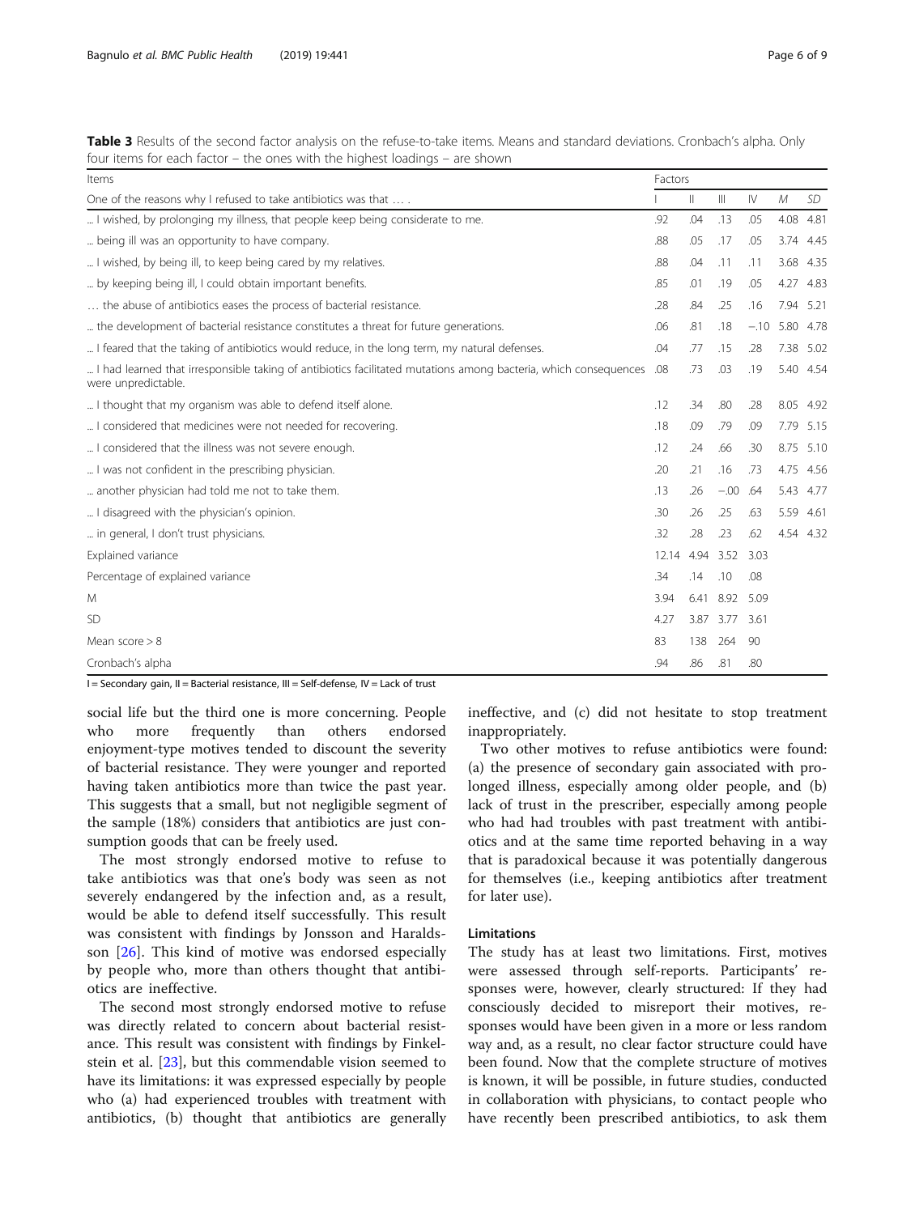**Table 3** Results of the second factor analysis on the refuse-to-take items. Means and standard deviations. Cronbach's alpha. Only four items for each factor – the ones with the highest loadings – are shown

| Items | Factors | | | | | |
|---|---|---|---|---|---|---|
| One of the reasons why I refused to take antibiotics was that … . | I | II | III | IV | *M* | *SD* |
| ... I wished, by prolonging my illness, that people keep being considerate to me. | .92 | .04 | .13 | .05 | 4.08 | 4.81 |
| ... being ill was an opportunity to have company. | .88 | .05 | .17 | .05 | 3.74 | 4.45 |
| ... I wished, by being ill, to keep being cared by my relatives. | .88 | .04 | .11 | .11 | 3.68 | 4.35 |
| ... by keeping being ill, I could obtain important benefits. | .85 | .01 | .19 | .05 | 4.27 | 4.83 |
| … the abuse of antibiotics eases the process of bacterial resistance. | .28 | .84 | .25 | .16 | 7.94 | 5.21 |
| ... the development of bacterial resistance constitutes a threat for future generations. | .06 | .81 | .18 | −.10 | 5.80 | 4.78 |
| ... I feared that the taking of antibiotics would reduce, in the long term, my natural defenses. | .04 | .77 | .15 | .28 | 7.38 | 5.02 |
| ... I had learned that irresponsible taking of antibiotics facilitated mutations among bacteria, which consequences were unpredictable. | .08 | .73 | .03 | .19 | 5.40 | 4.54 |
| ... I thought that my organism was able to defend itself alone. | .12 | .34 | .80 | .28 | 8.05 | 4.92 |
| ... I considered that medicines were not needed for recovering. | .18 | .09 | .79 | .09 | 7.79 | 5.15 |
| ... I considered that the illness was not severe enough. | .12 | .24 | .66 | .30 | 8.75 | 5.10 |
| ... I was not confident in the prescribing physician. | .20 | .21 | .16 | .73 | 4.75 | 4.56 |
| ... another physician had told me not to take them. | .13 | .26 | −.00 | .64 | 5.43 | 4.77 |
| ... I disagreed with the physician's opinion. | .30 | .26 | .25 | .63 | 5.59 | 4.61 |
| ... in general, I don't trust physicians. | .32 | .28 | .23 | .62 | 4.54 | 4.32 |
| Explained variance | 12.14 | 4.94 | 3.52 | 3.03 | | |
| Percentage of explained variance | .34 | .14 | .10 | .08 | | |
| M | 3.94 | 6.41 | 8.92 | 5.09 | | |
| SD | 4.27 | 3.87 | 3.77 | 3.61 | | |
| Mean score > 8 | 83 | 138 | 264 | 90 | | |
| Cronbach's alpha | .94 | .86 | .81 | .80 | | |

I = Secondary gain, II = Bacterial resistance, III = Self-defense, IV = Lack of trust

social life but the third one is more concerning. People who more frequently than others endorsed enjoyment-type motives tended to discount the severity of bacterial resistance. They were younger and reported having taken antibiotics more than twice the past year. This suggests that a small, but not negligible segment of the sample (18%) considers that antibiotics are just consumption goods that can be freely used.

The most strongly endorsed motive to refuse to take antibiotics was that one's body was seen as not severely endangered by the infection and, as a result, would be able to defend itself successfully. This result was consistent with findings by Jonsson and Haraldsson [26]. This kind of motive was endorsed especially by people who, more than others thought that antibiotics are ineffective.

The second most strongly endorsed motive to refuse was directly related to concern about bacterial resistance. This result was consistent with findings by Finkelstein et al. [23], but this commendable vision seemed to have its limitations: it was expressed especially by people who (a) had experienced troubles with treatment with antibiotics, (b) thought that antibiotics are generally ineffective, and (c) did not hesitate to stop treatment inappropriately.

Two other motives to refuse antibiotics were found: (a) the presence of secondary gain associated with prolonged illness, especially among older people, and (b) lack of trust in the prescriber, especially among people who had had troubles with past treatment with antibiotics and at the same time reported behaving in a way that is paradoxical because it was potentially dangerous for themselves (i.e., keeping antibiotics after treatment for later use).

### Limitations

The study has at least two limitations. First, motives were assessed through self-reports. Participants' responses were, however, clearly structured: If they had consciously decided to misreport their motives, responses would have been given in a more or less random way and, as a result, no clear factor structure could have been found. Now that the complete structure of motives is known, it will be possible, in future studies, conducted in collaboration with physicians, to contact people who have recently been prescribed antibiotics, to ask them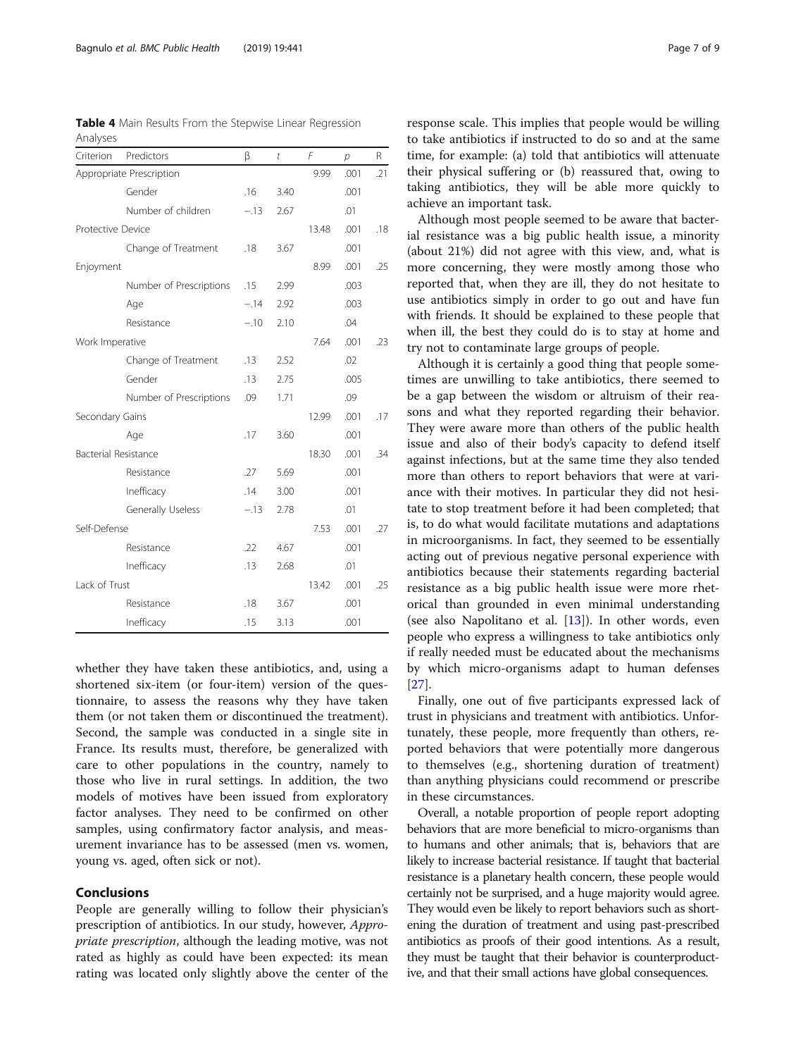**Table 4** Main Results From the Stepwise Linear Regression Analyses

| Criterion | Predictors | β | *t* | *F* | *p* | R |
| --- | --- | --- | --- | --- | --- | --- |
| Appropriate Prescription | | | | 9.99 | .001 | .21 |
| | Gender | .16 | 3.40 | | .001 | |
| | Number of children | −.13 | 2.67 | | .01 | |
| Protective Device | | | | 13.48 | .001 | .18 |
| | Change of Treatment | .18 | 3.67 | | .001 | |
| Enjoyment | | | | 8.99 | .001 | .25 |
| | Number of Prescriptions | .15 | 2.99 | | .003 | |
| | Age | −.14 | 2.92 | | .003 | |
| | Resistance | −.10 | 2.10 | | .04 | |
| Work Imperative | | | | 7.64 | .001 | .23 |
| | Change of Treatment | .13 | 2.52 | | .02 | |
| | Gender | .13 | 2.75 | | .005 | |
| | Number of Prescriptions | .09 | 1.71 | | .09 | |
| Secondary Gains | | | | 12.99 | .001 | .17 |
| | Age | .17 | 3.60 | | .001 | |
| Bacterial Resistance | | | | 18.30 | .001 | .34 |
| | Resistance | .27 | 5.69 | | .001 | |
| | Inefficacy | .14 | 3.00 | | .001 | |
| | Generally Useless | −.13 | 2.78 | | .01 | |
| Self-Defense | | | | 7.53 | .001 | .27 |
| | Resistance | .22 | 4.67 | | .001 | |
| | Inefficacy | .13 | 2.68 | | .01 | |
| Lack of Trust | | | | 13.42 | .001 | .25 |
| | Resistance | .18 | 3.67 | | .001 | |
| | Inefficacy | .15 | 3.13 | | .001 | |

whether they have taken these antibiotics, and, using a shortened six-item (or four-item) version of the questionnaire, to assess the reasons why they have taken them (or not taken them or discontinued the treatment). Second, the sample was conducted in a single site in France. Its results must, therefore, be generalized with care to other populations in the country, namely to those who live in rural settings. In addition, the two models of motives have been issued from exploratory factor analyses. They need to be confirmed on other samples, using confirmatory factor analysis, and measurement invariance has to be assessed (men vs. women, young vs. aged, often sick or not).

## Conclusions

People are generally willing to follow their physician's prescription of antibiotics. In our study, however, *Appropriate prescription*, although the leading motive, was not rated as highly as could have been expected: its mean rating was located only slightly above the center of the response scale. This implies that people would be willing to take antibiotics if instructed to do so and at the same time, for example: (a) told that antibiotics will attenuate their physical suffering or (b) reassured that, owing to taking antibiotics, they will be able more quickly to achieve an important task.

Although most people seemed to be aware that bacterial resistance was a big public health issue, a minority (about 21%) did not agree with this view, and, what is more concerning, they were mostly among those who reported that, when they are ill, they do not hesitate to use antibiotics simply in order to go out and have fun with friends. It should be explained to these people that when ill, the best they could do is to stay at home and try not to contaminate large groups of people.

Although it is certainly a good thing that people sometimes are unwilling to take antibiotics, there seemed to be a gap between the wisdom or altruism of their reasons and what they reported regarding their behavior. They were aware more than others of the public health issue and also of their body's capacity to defend itself against infections, but at the same time they also tended more than others to report behaviors that were at variance with their motives. In particular they did not hesitate to stop treatment before it had been completed; that is, to do what would facilitate mutations and adaptations in microorganisms. In fact, they seemed to be essentially acting out of previous negative personal experience with antibiotics because their statements regarding bacterial resistance as a big public health issue were more rhetorical than grounded in even minimal understanding (see also Napolitano et al. [13]). In other words, even people who express a willingness to take antibiotics only if really needed must be educated about the mechanisms by which micro-organisms adapt to human defenses [27].

Finally, one out of five participants expressed lack of trust in physicians and treatment with antibiotics. Unfortunately, these people, more frequently than others, reported behaviors that were potentially more dangerous to themselves (e.g., shortening duration of treatment) than anything physicians could recommend or prescribe in these circumstances.

Overall, a notable proportion of people report adopting behaviors that are more beneficial to micro-organisms than to humans and other animals; that is, behaviors that are likely to increase bacterial resistance. If taught that bacterial resistance is a planetary health concern, these people would certainly not be surprised, and a huge majority would agree. They would even be likely to report behaviors such as shortening the duration of treatment and using past-prescribed antibiotics as proofs of their good intentions. As a result, they must be taught that their behavior is counterproductive, and that their small actions have global consequences.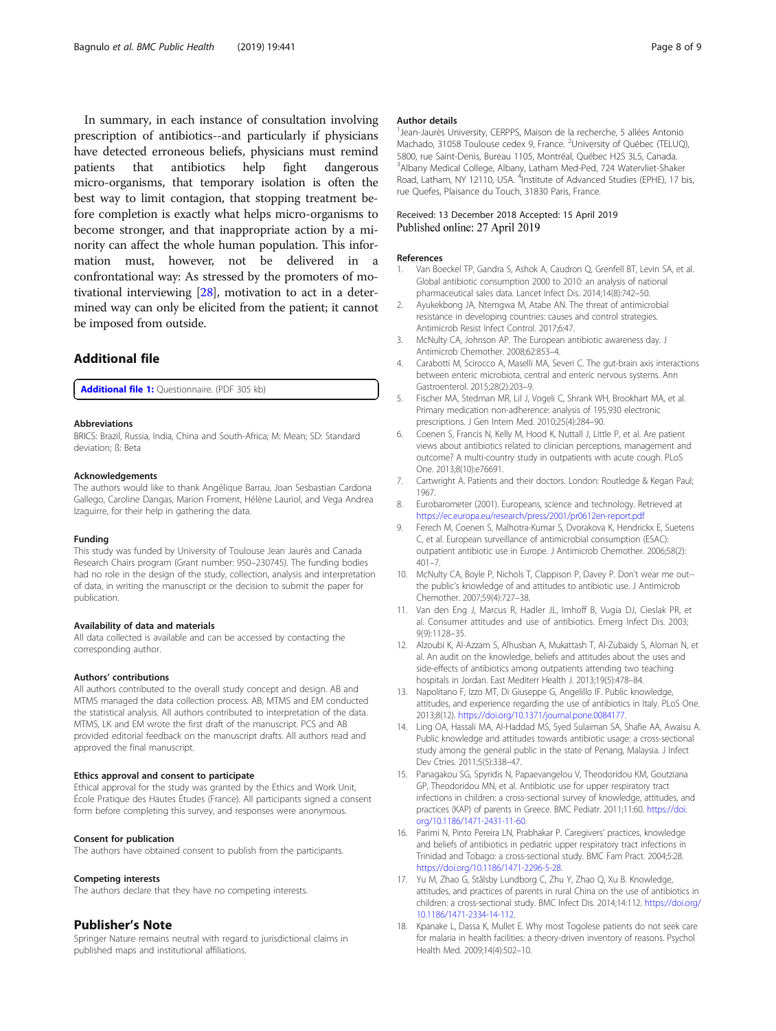In summary, in each instance of consultation involving prescription of antibiotics--and particularly if physicians have detected erroneous beliefs, physicians must remind patients that antibiotics help fight dangerous micro-organisms, that temporary isolation is often the best way to limit contagion, that stopping treatment before completion is exactly what helps micro-organisms to become stronger, and that inappropriate action by a minority can affect the whole human population. This information must, however, not be delivered in a confrontational way: As stressed by the promoters of motivational interviewing [28], motivation to act in a determined way can only be elicited from the patient; it cannot be imposed from outside.

## Additional file

**Additional file 1:** Questionnaire. (PDF 305 kb)

### Abbreviations

BRICS: Brazil, Russia, India, China and South-Africa; M: Mean; SD: Standard deviation; ß: Beta

### Acknowledgements

The authors would like to thank Angélique Barrau, Joan Sesbastian Cardona Gallego, Caroline Dangas, Marion Froment, Hélène Lauriol, and Vega Andrea Izaguirre, for their help in gathering the data.

### Funding

This study was funded by University of Toulouse Jean Jaurès and Canada Research Chairs program (Grant number: 950–230745). The funding bodies had no role in the design of the study, collection, analysis and interpretation of data, in writing the manuscript or the decision to submit the paper for publication.

### Availability of data and materials

All data collected is available and can be accessed by contacting the corresponding author.

### Authors' contributions

All authors contributed to the overall study concept and design. AB and MTMS managed the data collection process. AB, MTMS and EM conducted the statistical analysis. All authors contributed to interpretation of the data. MTMS, LK and EM wrote the first draft of the manuscript. PCS and AB provided editorial feedback on the manuscript drafts. All authors read and approved the final manuscript.

### Ethics approval and consent to participate

Ethical approval for the study was granted by the Ethics and Work Unit, École Pratique des Hautes Études (France). All participants signed a consent form before completing this survey, and responses were anonymous.

### Consent for publication

The authors have obtained consent to publish from the participants.

### Competing interests

The authors declare that they have no competing interests.

## Publisher's Note

Springer Nature remains neutral with regard to jurisdictional claims in published maps and institutional affiliations.

### Author details

[1]Jean-Jaurès University, CERPPS, Maison de la recherche, 5 allées Antonio Machado, 31058 Toulouse cedex 9, France. [2]University of Québec (TELUQ), 5800, rue Saint-Denis, Bureau 1105, Montréal, Québec H2S 3L5, Canada. [3]Albany Medical College, Albany, Latham Med-Ped, 724 Watervliet-Shaker Road, Latham, NY 12110, USA. [4]Institute of Advanced Studies (EPHE), 17 bis, rue Quefes, Plaisance du Touch, 31830 Paris, France.

Received: 13 December 2018 Accepted: 15 April 2019
Published online: 27 April 2019

### References

1. Van Boeckel TP, Gandra S, Ashok A, Caudron Q, Grenfell BT, Levin SA, et al. Global antibiotic consumption 2000 to 2010: an analysis of national pharmaceutical sales data. Lancet Infect Dis. 2014;14(8):742–50.
2. Ayukekbong JA, Ntemgwa M, Atabe AN. The threat of antimicrobial resistance in developing countries: causes and control strategies. Antimicrob Resist Infect Control. 2017;6:47.
3. McNulty CA, Johnson AP. The European antibiotic awareness day. J Antimicrob Chemother. 2008;62:853–4.
4. Carabotti M, Scirocco A, Maselli MA, Severi C. The gut-brain axis interactions between enteric microbiota, central and enteric nervous systems. Ann Gastroenterol. 2015;28(2):203–9.
5. Fischer MA, Stedman MR, Lil J, Vogeli C, Shrank WH, Brookhart MA, et al. Primary medication non-adherence: analysis of 195,930 electronic prescriptions. J Gen Intern Med. 2010;25(4):284–90.
6. Coenen S, Francis N, Kelly M, Hood K, Nuttall J, Little P, et al. Are patient views about antibiotics related to clinician perceptions, management and outcome? A multi-country study in outpatients with acute cough. PLoS One. 2013;8(10):e76691.
7. Cartwright A. Patients and their doctors. London: Routledge & Kegan Paul; 1967.
8. Eurobarometer (2001). Europeans, science and technology. Retrieved at https://ec.europa.eu/research/press/2001/pr0612en-report.pdf
9. Ferech M, Coenen S, Malhotra-Kumar S, Dvorakova K, Hendrickx E, Suetens C, et al. European surveillance of antimicrobial consumption (ESAC): outpatient antibiotic use in Europe. J Antimicrob Chemother. 2006;58(2): 401–7.
10. McNulty CA, Boyle P, Nichols T, Clappison P, Davey P. Don't wear me out-- the public's knowledge of and attitudes to antibiotic use. J Antimicrob Chemother. 2007;59(4):727–38.
11. Van den Eng J, Marcus R, Hadler JL, Imhoff B, Vugia DJ, Cieslak PR, et al. Consumer attitudes and use of antibiotics. Emerg Infect Dis. 2003; 9(9):1128–35.
12. Alzoubi K, Al-Azzam S, Alhusban A, Mukattash T, Al-Zubaidy S, Alomari N, et al. An audit on the knowledge, beliefs and attitudes about the uses and side-effects of antibiotics among outpatients attending two teaching hospitals in Jordan. East Mediterr Health J. 2013;19(5):478–84.
13. Napolitano F, Izzo MT, Di Giuseppe G, Angelillo IF. Public knowledge, attitudes, and experience regarding the use of antibiotics in Italy. PLoS One. 2013;8(12). https://doi.org/10.1371/journal.pone.0084177.
14. Ling OA, Hassali MA, Al-Haddad MS, Syed Sulaiman SA, Shafie AA, Awaisu A. Public knowledge and attitudes towards antibiotic usage: a cross-sectional study among the general public in the state of Penang, Malaysia. J Infect Dev Ctries. 2011;5(5):338–47.
15. Panagakou SG, Spyridis N, Papaevangelou V, Theodoridou KM, Goutziana GP, Theodoridou MN, et al. Antibiotic use for upper respiratory tract infections in children: a cross-sectional survey of knowledge, attitudes, and practices (KAP) of parents in Greece. BMC Pediatr. 2011;11:60. https://doi.org/10.1186/1471-2431-11-60.
16. Parimi N, Pinto Pereira LN, Prabhakar P. Caregivers' practices, knowledge and beliefs of antibiotics in pediatric upper respiratory tract infections in Trinidad and Tobago: a cross-sectional study. BMC Fam Pract. 2004;5:28. https://doi.org/10.1186/1471-2296-5-28.
17. Yu M, Zhao G, Stålsby Lundborg C, Zhu Y, Zhao Q, Xu B. Knowledge, attitudes, and practices of parents in rural China on the use of antibiotics in children: a cross-sectional study. BMC Infect Dis. 2014;14:112. https://doi.org/10.1186/1471-2334-14-112.
18. Kpanake L, Dassa K, Mullet E. Why most Togolese patients do not seek care for malaria in health facilities: a theory-driven inventory of reasons. Psychol Health Med. 2009;14(4):502–10.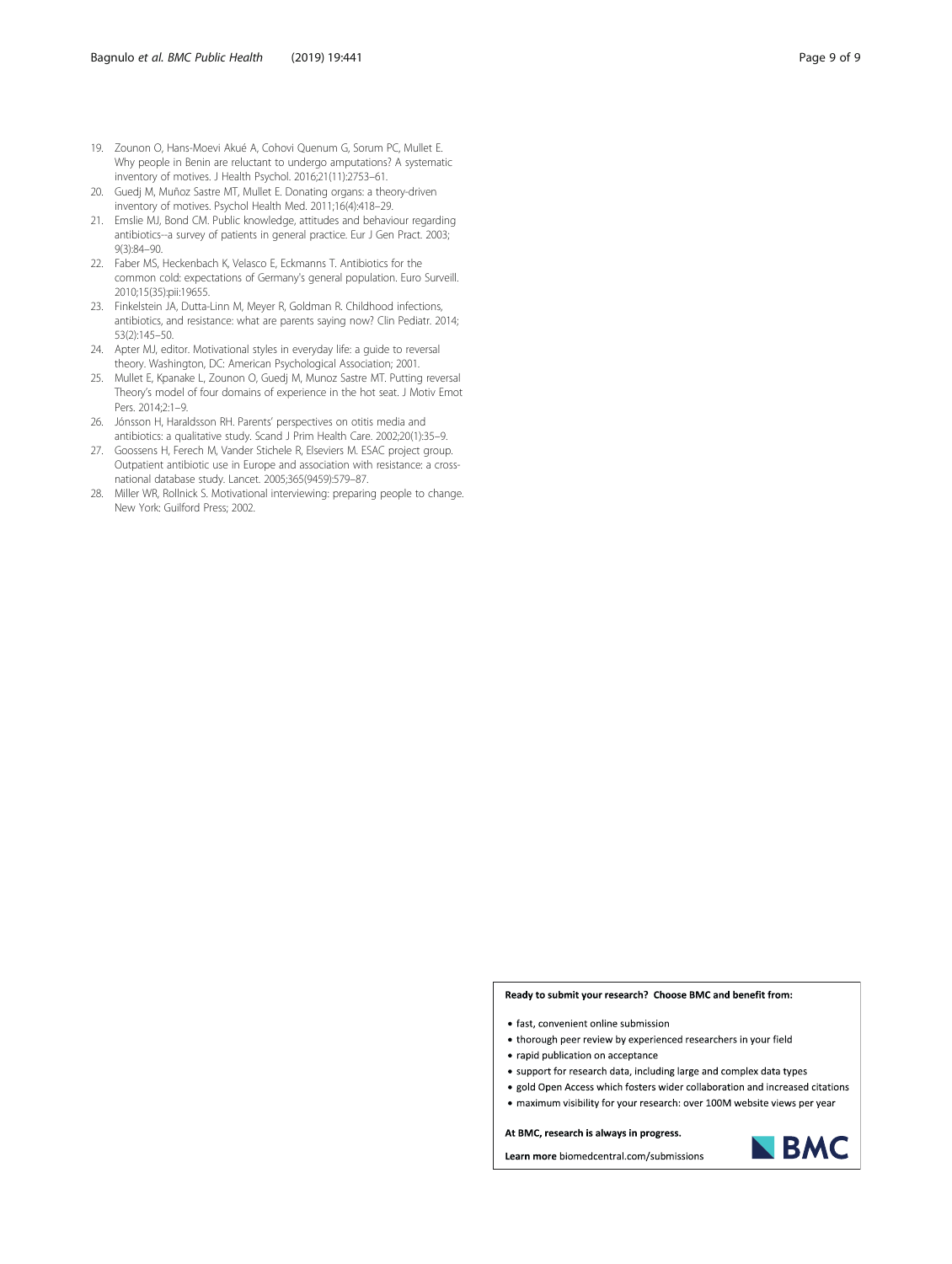19. Zounon O, Hans-Moevi Akué A, Cohovi Quenum G, Sorum PC, Mullet E. Why people in Benin are reluctant to undergo amputations? A systematic inventory of motives. J Health Psychol. 2016;21(11):2753–61.
20. Guedj M, Muñoz Sastre MT, Mullet E. Donating organs: a theory-driven inventory of motives. Psychol Health Med. 2011;16(4):418–29.
21. Emslie MJ, Bond CM. Public knowledge, attitudes and behaviour regarding antibiotics--a survey of patients in general practice. Eur J Gen Pract. 2003; 9(3):84–90.
22. Faber MS, Heckenbach K, Velasco E, Eckmanns T. Antibiotics for the common cold: expectations of Germany's general population. Euro Surveill. 2010;15(35):pii:19655.
23. Finkelstein JA, Dutta-Linn M, Meyer R, Goldman R. Childhood infections, antibiotics, and resistance: what are parents saying now? Clin Pediatr. 2014; 53(2):145–50.
24. Apter MJ, editor. Motivational styles in everyday life: a guide to reversal theory. Washington, DC: American Psychological Association; 2001.
25. Mullet E, Kpanake L, Zounon O, Guedj M, Munoz Sastre MT. Putting reversal Theory's model of four domains of experience in the hot seat. J Motiv Emot Pers. 2014;2:1–9.
26. Jónsson H, Haraldsson RH. Parents' perspectives on otitis media and antibiotics: a qualitative study. Scand J Prim Health Care. 2002;20(1):35–9.
27. Goossens H, Ferech M, Vander Stichele R, Elseviers M. ESAC project group. Outpatient antibiotic use in Europe and association with resistance: a cross-national database study. Lancet. 2005;365(9459):579–87.
28. Miller WR, Rollnick S. Motivational interviewing: preparing people to change. New York: Guilford Press; 2002.

**Ready to submit your research? Choose BMC and benefit from:**

- fast, convenient online submission
- thorough peer review by experienced researchers in your field
- rapid publication on acceptance
- support for research data, including large and complex data types
- gold Open Access which fosters wider collaboration and increased citations
- maximum visibility for your research: over 100M website views per year

**At BMC, research is always in progress.**

**Learn more** biomedcentral.com/submissions

BMC